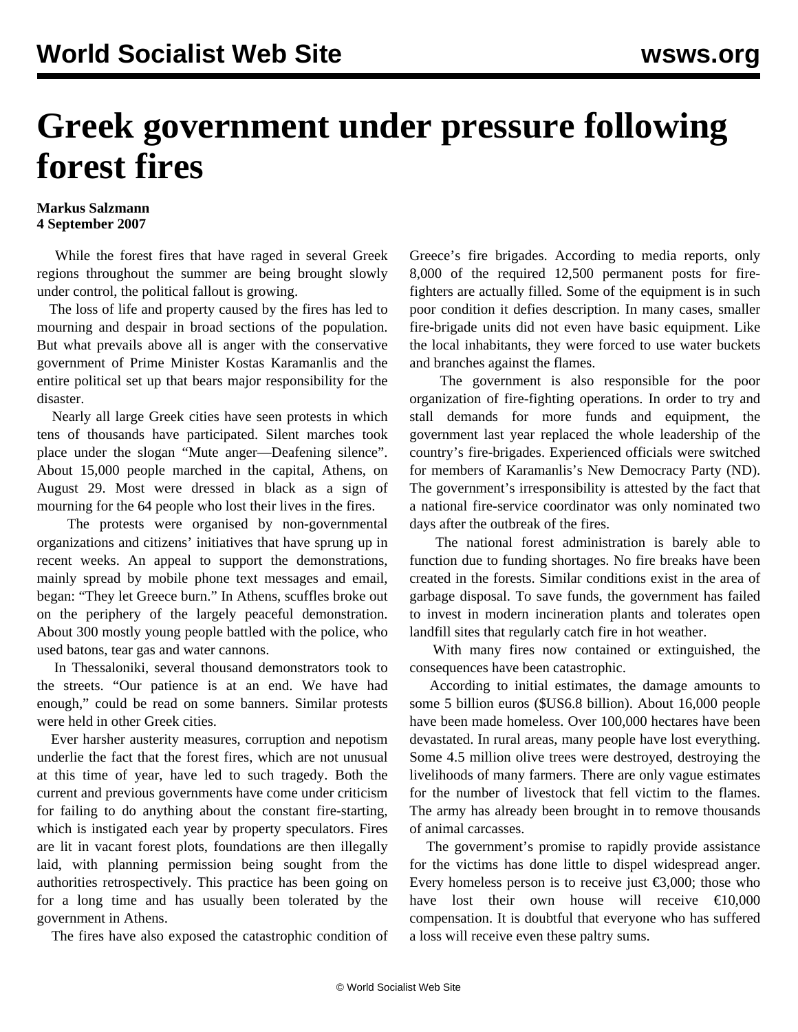# Greek government under pressure following forest fires

**Markus Salzmann**
**4 September 2007**

While the forest fires that have raged in several Greek regions throughout the summer are being brought slowly under control, the political fallout is growing.

The loss of life and property caused by the fires has led to mourning and despair in broad sections of the population. But what prevails above all is anger with the conservative government of Prime Minister Kostas Karamanlis and the entire political set up that bears major responsibility for the disaster.

Nearly all large Greek cities have seen protests in which tens of thousands have participated. Silent marches took place under the slogan "Mute anger—Deafening silence". About 15,000 people marched in the capital, Athens, on August 29. Most were dressed in black as a sign of mourning for the 64 people who lost their lives in the fires.

The protests were organised by non-governmental organizations and citizens' initiatives that have sprung up in recent weeks. An appeal to support the demonstrations, mainly spread by mobile phone text messages and email, began: "They let Greece burn." In Athens, scuffles broke out on the periphery of the largely peaceful demonstration. About 300 mostly young people battled with the police, who used batons, tear gas and water cannons.

In Thessaloniki, several thousand demonstrators took to the streets. "Our patience is at an end. We have had enough," could be read on some banners. Similar protests were held in other Greek cities.

Ever harsher austerity measures, corruption and nepotism underlie the fact that the forest fires, which are not unusual at this time of year, have led to such tragedy. Both the current and previous governments have come under criticism for failing to do anything about the constant fire-starting, which is instigated each year by property speculators. Fires are lit in vacant forest plots, foundations are then illegally laid, with planning permission being sought from the authorities retrospectively. This practice has been going on for a long time and has usually been tolerated by the government in Athens.

The fires have also exposed the catastrophic condition of Greece's fire brigades. According to media reports, only 8,000 of the required 12,500 permanent posts for fire-fighters are actually filled. Some of the equipment is in such poor condition it defies description. In many cases, smaller fire-brigade units did not even have basic equipment. Like the local inhabitants, they were forced to use water buckets and branches against the flames.

The government is also responsible for the poor organization of fire-fighting operations. In order to try and stall demands for more funds and equipment, the government last year replaced the whole leadership of the country's fire-brigades. Experienced officials were switched for members of Karamanlis's New Democracy Party (ND). The government's irresponsibility is attested by the fact that a national fire-service coordinator was only nominated two days after the outbreak of the fires.

The national forest administration is barely able to function due to funding shortages. No fire breaks have been created in the forests. Similar conditions exist in the area of garbage disposal. To save funds, the government has failed to invest in modern incineration plants and tolerates open landfill sites that regularly catch fire in hot weather.

With many fires now contained or extinguished, the consequences have been catastrophic.

According to initial estimates, the damage amounts to some 5 billion euros ($US6.8 billion). About 16,000 people have been made homeless. Over 100,000 hectares have been devastated. In rural areas, many people have lost everything. Some 4.5 million olive trees were destroyed, destroying the livelihoods of many farmers. There are only vague estimates for the number of livestock that fell victim to the flames. The army has already been brought in to remove thousands of animal carcasses.

The government's promise to rapidly provide assistance for the victims has done little to dispel widespread anger. Every homeless person is to receive just €3,000; those who have lost their own house will receive €10,000 compensation. It is doubtful that everyone who has suffered a loss will receive even these paltry sums.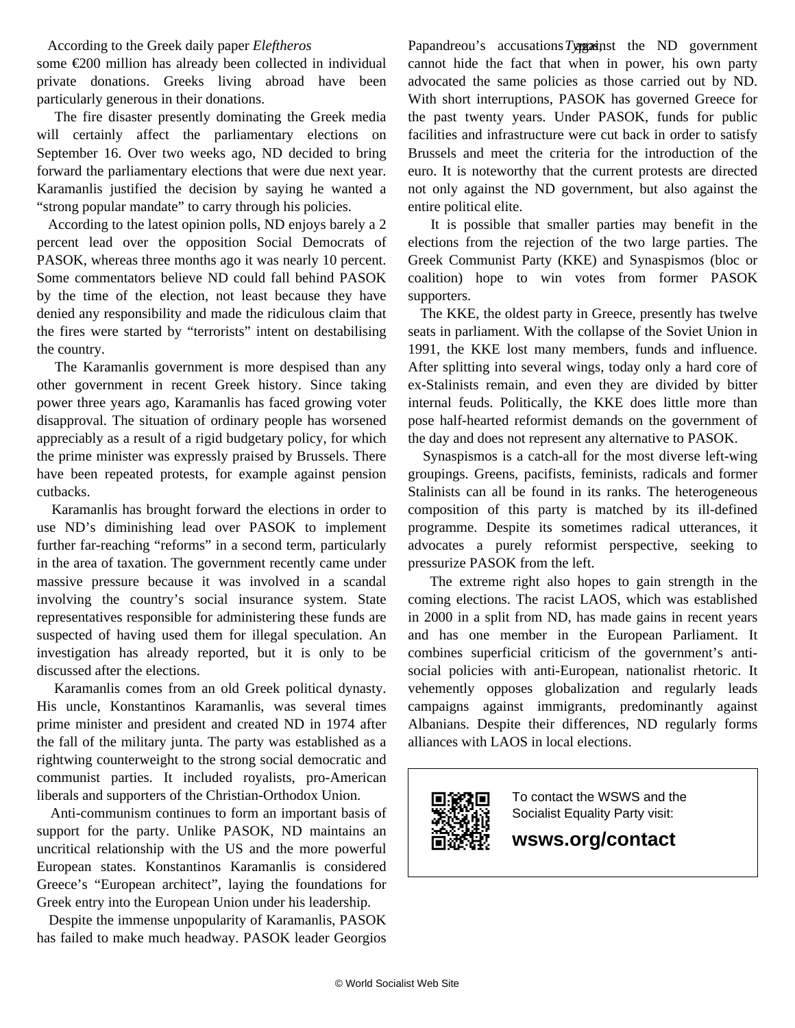According to the Greek daily paper *Eleftheros Typos*, some €200 million has already been collected in individual private donations. Greeks living abroad have been particularly generous in their donations.

The fire disaster presently dominating the Greek media will certainly affect the parliamentary elections on September 16. Over two weeks ago, ND decided to bring forward the parliamentary elections that were due next year. Karamanlis justified the decision by saying he wanted a "strong popular mandate" to carry through his policies.

According to the latest opinion polls, ND enjoys barely a 2 percent lead over the opposition Social Democrats of PASOK, whereas three months ago it was nearly 10 percent. Some commentators believe ND could fall behind PASOK by the time of the election, not least because they have denied any responsibility and made the ridiculous claim that the fires were started by "terrorists" intent on destabilising the country.

The Karamanlis government is more despised than any other government in recent Greek history. Since taking power three years ago, Karamanlis has faced growing voter disapproval. The situation of ordinary people has worsened appreciably as a result of a rigid budgetary policy, for which the prime minister was expressly praised by Brussels. There have been repeated protests, for example against pension cutbacks.

Karamanlis has brought forward the elections in order to use ND's diminishing lead over PASOK to implement further far-reaching "reforms" in a second term, particularly in the area of taxation. The government recently came under massive pressure because it was involved in a scandal involving the country's social insurance system. State representatives responsible for administering these funds are suspected of having used them for illegal speculation. An investigation has already reported, but it is only to be discussed after the elections.

Karamanlis comes from an old Greek political dynasty. His uncle, Konstantinos Karamanlis, was several times prime minister and president and created ND in 1974 after the fall of the military junta. The party was established as a rightwing counterweight to the strong social democratic and communist parties. It included royalists, pro-American liberals and supporters of the Christian-Orthodox Union.

Anti-communism continues to form an important basis of support for the party. Unlike PASOK, ND maintains an uncritical relationship with the US and the more powerful European states. Konstantinos Karamanlis is considered Greece's "European architect", laying the foundations for Greek entry into the European Union under his leadership.

Despite the immense unpopularity of Karamanlis, PASOK has failed to make much headway. PASOK leader Georgios Papandreou's accusations against the ND government cannot hide the fact that when in power, his own party advocated the same policies as those carried out by ND. With short interruptions, PASOK has governed Greece for the past twenty years. Under PASOK, funds for public facilities and infrastructure were cut back in order to satisfy Brussels and meet the criteria for the introduction of the euro. It is noteworthy that the current protests are directed not only against the ND government, but also against the entire political elite.

It is possible that smaller parties may benefit in the elections from the rejection of the two large parties. The Greek Communist Party (KKE) and Synaspismos (bloc or coalition) hope to win votes from former PASOK supporters.

The KKE, the oldest party in Greece, presently has twelve seats in parliament. With the collapse of the Soviet Union in 1991, the KKE lost many members, funds and influence. After splitting into several wings, today only a hard core of ex-Stalinists remain, and even they are divided by bitter internal feuds. Politically, the KKE does little more than pose half-hearted reformist demands on the government of the day and does not represent any alternative to PASOK.

Synaspismos is a catch-all for the most diverse left-wing groupings. Greens, pacifists, feminists, radicals and former Stalinists can all be found in its ranks. The heterogeneous composition of this party is matched by its ill-defined programme. Despite its sometimes radical utterances, it advocates a purely reformist perspective, seeking to pressurize PASOK from the left.

The extreme right also hopes to gain strength in the coming elections. The racist LAOS, which was established in 2000 in a split from ND, has made gains in recent years and has one member in the European Parliament. It combines superficial criticism of the government's anti-social policies with anti-European, nationalist rhetoric. It vehemently opposes globalization and regularly leads campaigns against immigrants, predominantly against Albanians. Despite their differences, ND regularly forms alliances with LAOS in local elections.

To contact the WSWS and the Socialist Equality Party visit:

**wsws.org/contact**